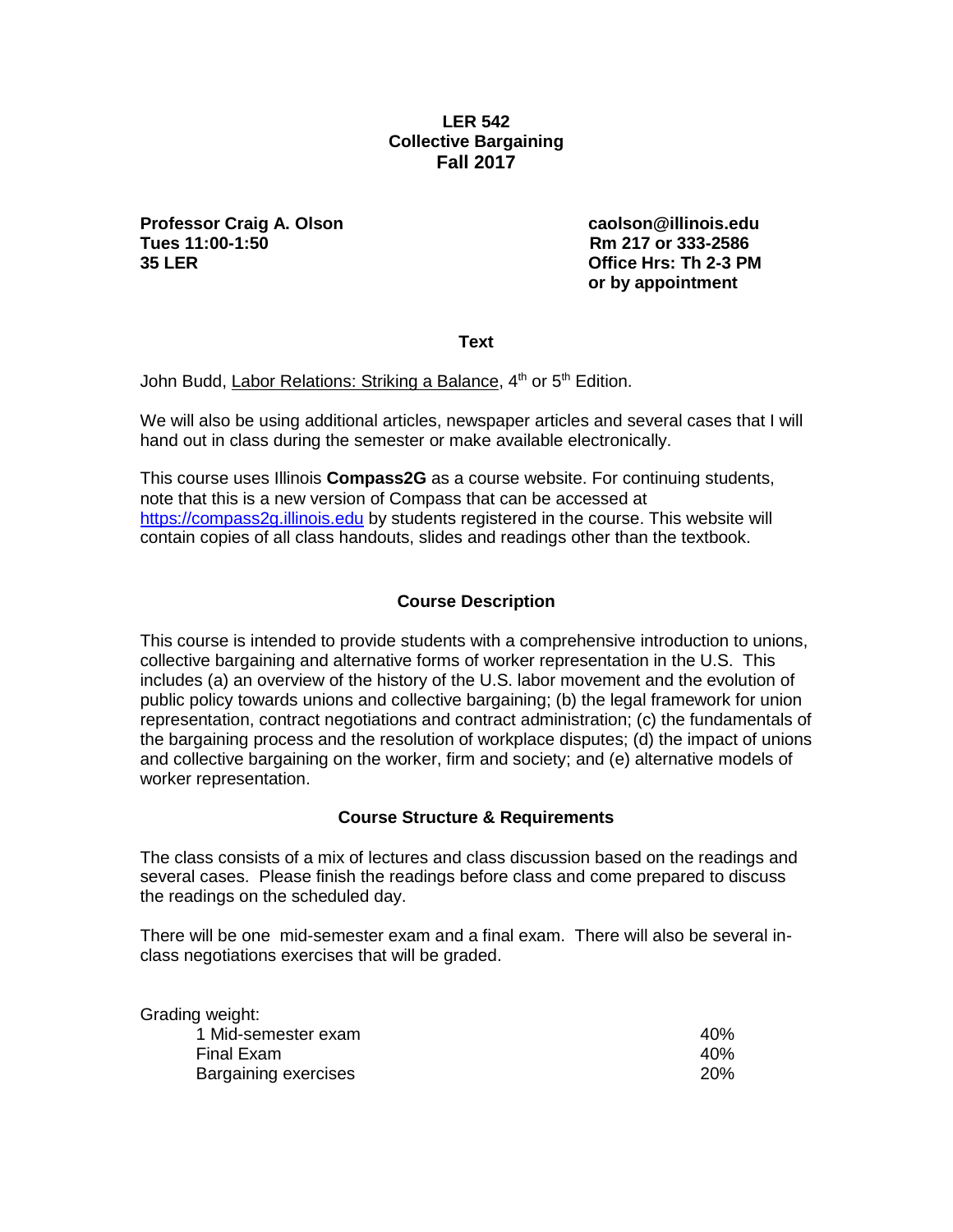# LER 542
# Collective Bargaining
# Fall 2017

**Professor Craig A. Olson**
**Tues 11:00-1:50**
**35 LER**

**caolson@illinois.edu**
**Rm 217 or 333-2586**
**Office Hrs: Th 2-3 PM**
**or by appointment**

## Text

John Budd, Labor Relations: Striking a Balance, 4th or 5th Edition.

We will also be using additional articles, newspaper articles and several cases that I will hand out in class during the semester or make available electronically.

This course uses Illinois **Compass2G** as a course website. For continuing students, note that this is a new version of Compass that can be accessed at https://compass2g.illinois.edu by students registered in the course. This website will contain copies of all class handouts, slides and readings other than the textbook.

## Course Description

This course is intended to provide students with a comprehensive introduction to unions, collective bargaining and alternative forms of worker representation in the U.S. This includes (a) an overview of the history of the U.S. labor movement and the evolution of public policy towards unions and collective bargaining; (b) the legal framework for union representation, contract negotiations and contract administration; (c) the fundamentals of the bargaining process and the resolution of workplace disputes; (d) the impact of unions and collective bargaining on the worker, firm and society; and (e) alternative models of worker representation.

## Course Structure & Requirements

The class consists of a mix of lectures and class discussion based on the readings and several cases. Please finish the readings before class and come prepared to discuss the readings on the scheduled day.

There will be one mid-semester exam and a final exam. There will also be several in-class negotiations exercises that will be graded.

Grading weight:

| | |
|---|---|
| 1 Mid-semester exam | 40% |
| Final Exam | 40% |
| Bargaining exercises | 20% |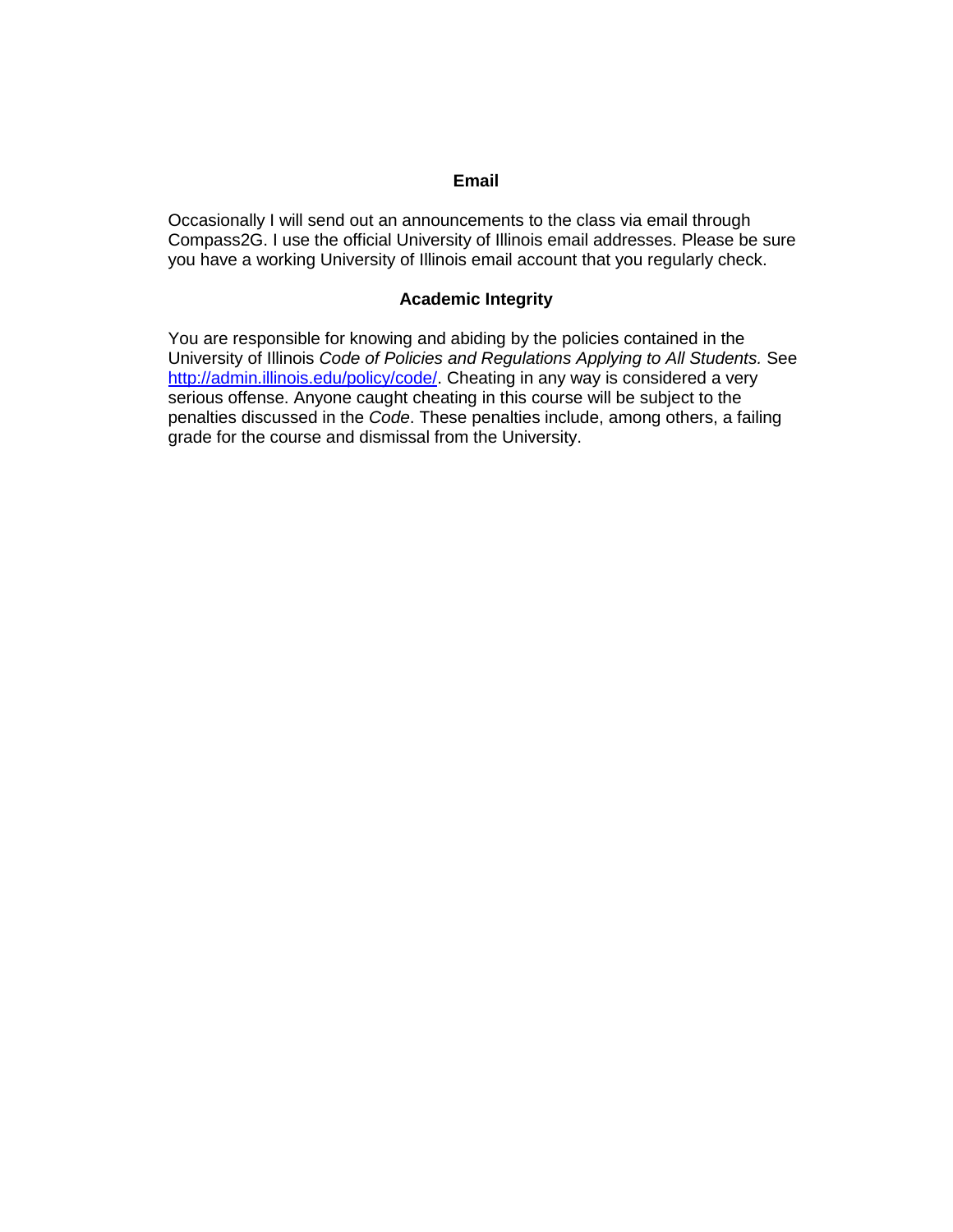## Email

Occasionally I will send out an announcements to the class via email through Compass2G. I use the official University of Illinois email addresses. Please be sure you have a working University of Illinois email account that you regularly check.

## Academic Integrity

You are responsible for knowing and abiding by the policies contained in the University of Illinois *Code of Policies and Regulations Applying to All Students.* See [http://admin.illinois.edu/policy/code/](http://admin.illinois.edu/policy/code/). Cheating in any way is considered a very serious offense. Anyone caught cheating in this course will be subject to the penalties discussed in the *Code*. These penalties include, among others, a failing grade for the course and dismissal from the University.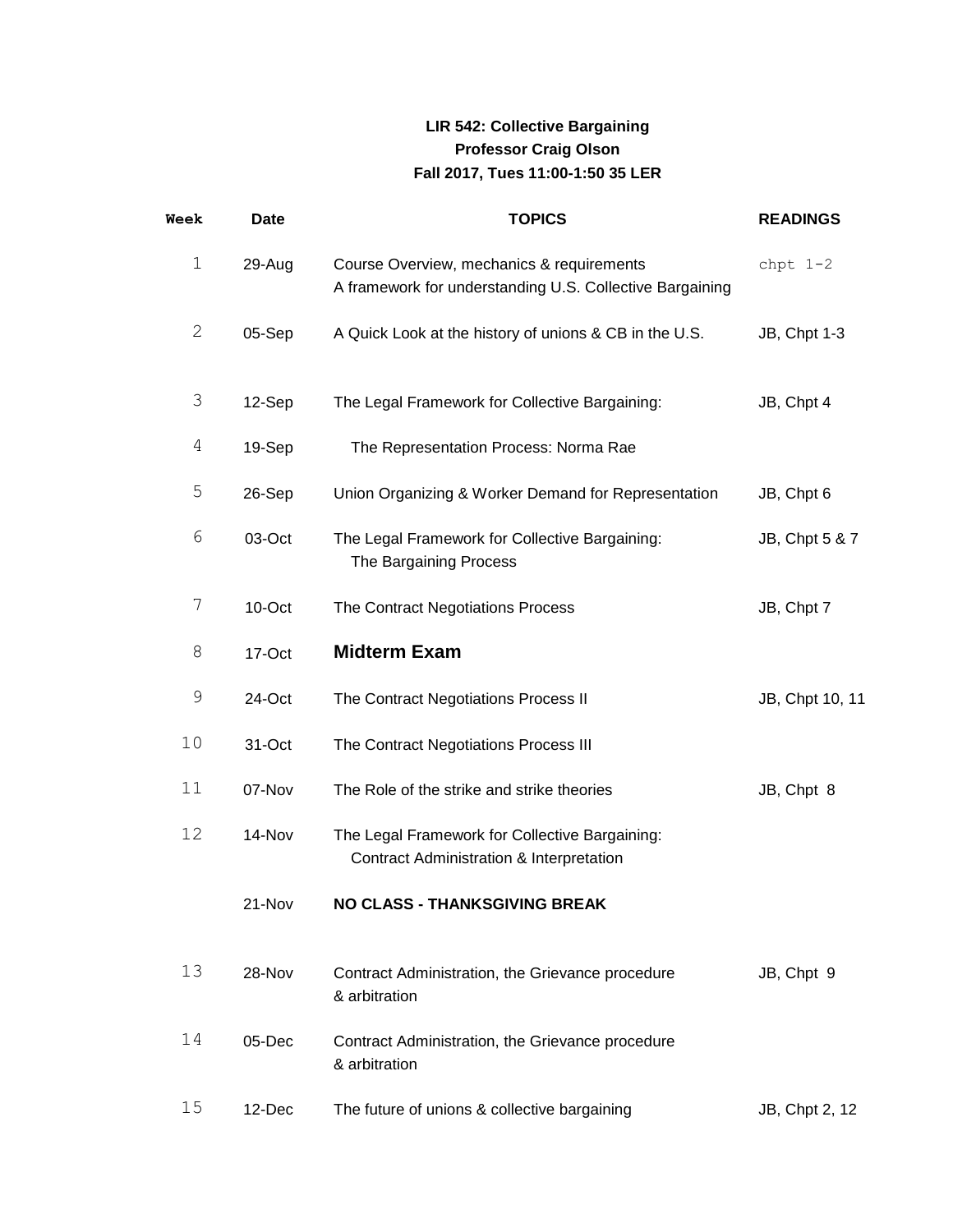**LIR 542: Collective Bargaining**
**Professor Craig Olson**
**Fall 2017, Tues 11:00-1:50 35 LER**

| Week | Date | TOPICS | READINGS |
| --- | --- | --- | --- |
| 1 | 29-Aug | Course Overview, mechanics & requirements<br>A framework for understanding U.S. Collective Bargaining | chpt 1-2 |
| 2 | 05-Sep | A Quick Look at the history of unions & CB in the U.S. | JB, Chpt 1-3 |
| 3 | 12-Sep | The Legal Framework for Collective Bargaining: | JB, Chpt 4 |
| 4 | 19-Sep | The Representation Process: Norma Rae | |
| 5 | 26-Sep | Union Organizing & Worker Demand for Representation | JB, Chpt 6 |
| 6 | 03-Oct | The Legal Framework for Collective Bargaining:<br>The Bargaining Process | JB, Chpt 5 & 7 |
| 7 | 10-Oct | The Contract Negotiations Process | JB, Chpt 7 |
| 8 | 17-Oct | **Midterm Exam** | |
| 9 | 24-Oct | The Contract Negotiations Process II | JB, Chpt 10, 11 |
| 10 | 31-Oct | The Contract Negotiations Process III | |
| 11 | 07-Nov | The Role of the strike and strike theories | JB, Chpt 8 |
| 12 | 14-Nov | The Legal Framework for Collective Bargaining:<br>Contract Administration & Interpretation | |
| | 21-Nov | **NO CLASS - THANKSGIVING BREAK** | |
| 13 | 28-Nov | Contract Administration, the Grievance procedure & arbitration | JB, Chpt 9 |
| 14 | 05-Dec | Contract Administration, the Grievance procedure & arbitration | |
| 15 | 12-Dec | The future of unions & collective bargaining | JB, Chpt 2, 12 |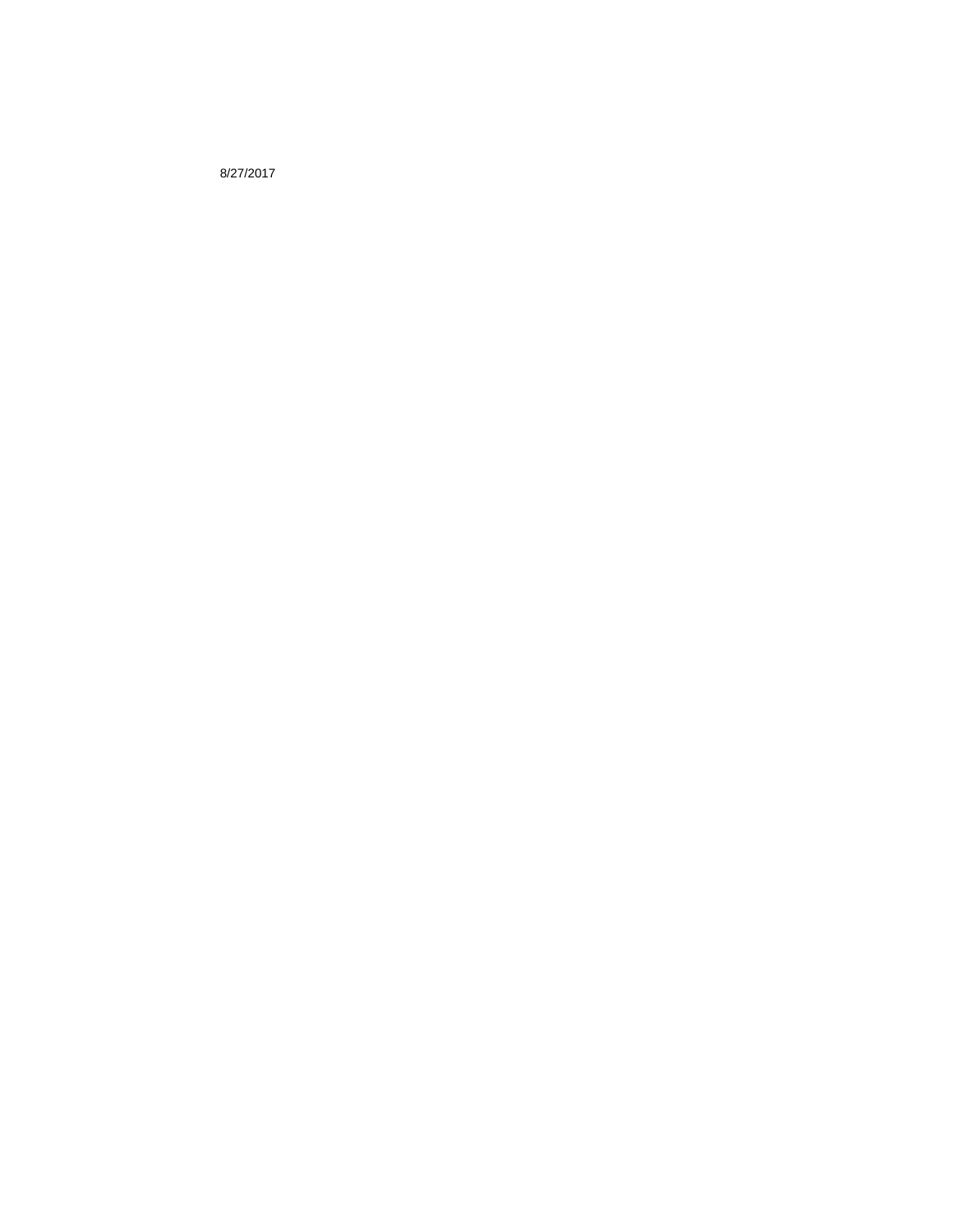8/27/2017